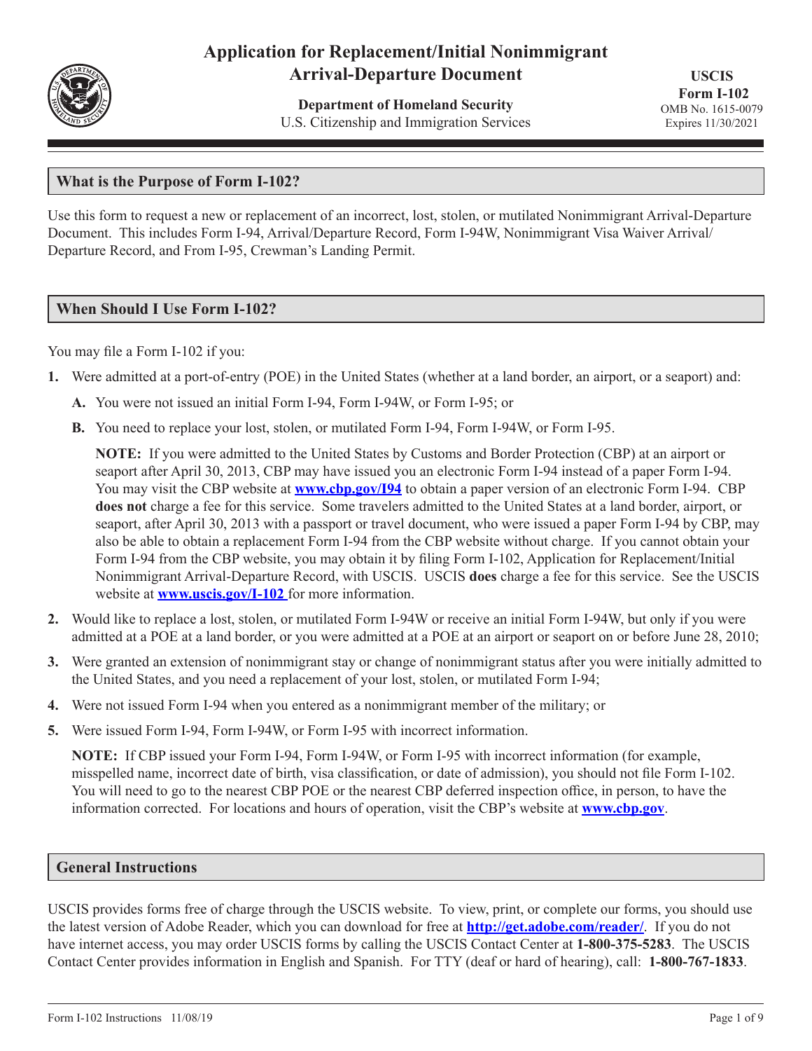# Application for Replacement/Initial Nonimmigrant Arrival-Departure Document

**Department of Homeland Security**
U.S. Citizenship and Immigration Services

**USCIS Form I-102**
OMB No. 1615-0079
Expires 11/30/2021

## What is the Purpose of Form I-102?

Use this form to request a new or replacement of an incorrect, lost, stolen, or mutilated Nonimmigrant Arrival-Departure Document. This includes Form I-94, Arrival/Departure Record, Form I-94W, Nonimmigrant Visa Waiver Arrival/Departure Record, and From I-95, Crewman's Landing Permit.

## When Should I Use Form I-102?

You may file a Form I-102 if you:

**1.** Were admitted at a port-of-entry (POE) in the United States (whether at a land border, an airport, or a seaport) and:

**A.** You were not issued an initial Form I-94, Form I-94W, or Form I-95; or

**B.** You need to replace your lost, stolen, or mutilated Form I-94, Form I-94W, or Form I-95.

**NOTE:** If you were admitted to the United States by Customs and Border Protection (CBP) at an airport or seaport after April 30, 2013, CBP may have issued you an electronic Form I-94 instead of a paper Form I-94. You may visit the CBP website at **www.cbp.gov/I94** to obtain a paper version of an electronic Form I-94. CBP **does not** charge a fee for this service. Some travelers admitted to the United States at a land border, airport, or seaport, after April 30, 2013 with a passport or travel document, who were issued a paper Form I-94 by CBP, may also be able to obtain a replacement Form I-94 from the CBP website without charge. If you cannot obtain your Form I-94 from the CBP website, you may obtain it by filing Form I-102, Application for Replacement/Initial Nonimmigrant Arrival-Departure Record, with USCIS. USCIS **does** charge a fee for this service. See the USCIS website at **www.uscis.gov/I-102** for more information.

**2.** Would like to replace a lost, stolen, or mutilated Form I-94W or receive an initial Form I-94W, but only if you were admitted at a POE at a land border, or you were admitted at a POE at an airport or seaport on or before June 28, 2010;

**3.** Were granted an extension of nonimmigrant stay or change of nonimmigrant status after you were initially admitted to the United States, and you need a replacement of your lost, stolen, or mutilated Form I-94;

**4.** Were not issued Form I-94 when you entered as a nonimmigrant member of the military; or

**5.** Were issued Form I-94, Form I-94W, or Form I-95 with incorrect information.

**NOTE:** If CBP issued your Form I-94, Form I-94W, or Form I-95 with incorrect information (for example, misspelled name, incorrect date of birth, visa classification, or date of admission), you should not file Form I-102. You will need to go to the nearest CBP POE or the nearest CBP deferred inspection office, in person, to have the information corrected. For locations and hours of operation, visit the CBP's website at **www.cbp.gov**.

## General Instructions

USCIS provides forms free of charge through the USCIS website. To view, print, or complete our forms, you should use the latest version of Adobe Reader, which you can download for free at **http://get.adobe.com/reader/**. If you do not have internet access, you may order USCIS forms by calling the USCIS Contact Center at **1-800-375-5283**. The USCIS Contact Center provides information in English and Spanish. For TTY (deaf or hard of hearing), call: **1-800-767-1833**.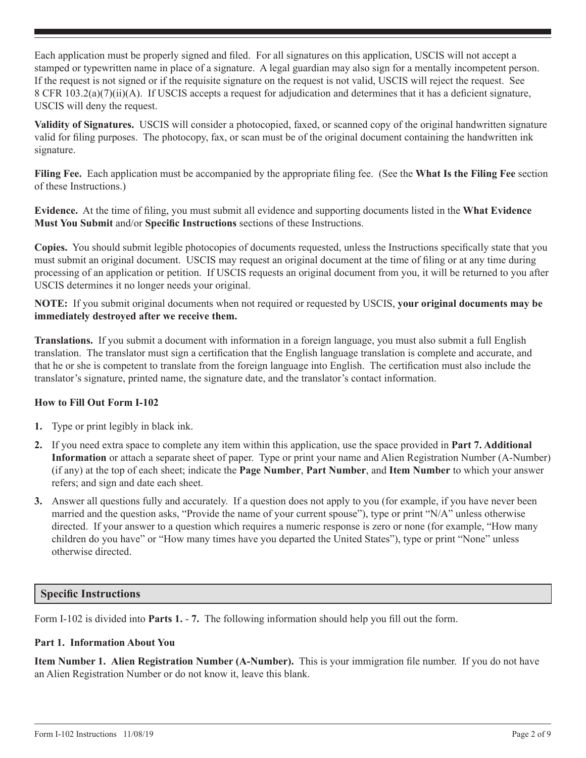Each application must be properly signed and filed. For all signatures on this application, USCIS will not accept a stamped or typewritten name in place of a signature. A legal guardian may also sign for a mentally incompetent person. If the request is not signed or if the requisite signature on the request is not valid, USCIS will reject the request. See 8 CFR 103.2(a)(7)(ii)(A). If USCIS accepts a request for adjudication and determines that it has a deficient signature, USCIS will deny the request.

**Validity of Signatures.** USCIS will consider a photocopied, faxed, or scanned copy of the original handwritten signature valid for filing purposes. The photocopy, fax, or scan must be of the original document containing the handwritten ink signature.

**Filing Fee.** Each application must be accompanied by the appropriate filing fee. (See the **What Is the Filing Fee** section of these Instructions.)

**Evidence.** At the time of filing, you must submit all evidence and supporting documents listed in the **What Evidence Must You Submit** and/or **Specific Instructions** sections of these Instructions.

**Copies.** You should submit legible photocopies of documents requested, unless the Instructions specifically state that you must submit an original document. USCIS may request an original document at the time of filing or at any time during processing of an application or petition. If USCIS requests an original document from you, it will be returned to you after USCIS determines it no longer needs your original.

**NOTE:** If you submit original documents when not required or requested by USCIS, **your original documents may be immediately destroyed after we receive them.**

**Translations.** If you submit a document with information in a foreign language, you must also submit a full English translation. The translator must sign a certification that the English language translation is complete and accurate, and that he or she is competent to translate from the foreign language into English. The certification must also include the translator's signature, printed name, the signature date, and the translator's contact information.

### How to Fill Out Form I-102

1. Type or print legibly in black ink.
2. If you need extra space to complete any item within this application, use the space provided in **Part 7. Additional Information** or attach a separate sheet of paper. Type or print your name and Alien Registration Number (A-Number) (if any) at the top of each sheet; indicate the **Page Number**, **Part Number**, and **Item Number** to which your answer refers; and sign and date each sheet.
3. Answer all questions fully and accurately. If a question does not apply to you (for example, if you have never been married and the question asks, "Provide the name of your current spouse"), type or print "N/A" unless otherwise directed. If your answer to a question which requires a numeric response is zero or none (for example, "How many children do you have" or "How many times have you departed the United States"), type or print "None" unless otherwise directed.

## Specific Instructions

Form I-102 is divided into **Parts 1. - 7.** The following information should help you fill out the form.

### Part 1. Information About You

**Item Number 1. Alien Registration Number (A-Number).** This is your immigration file number. If you do not have an Alien Registration Number or do not know it, leave this blank.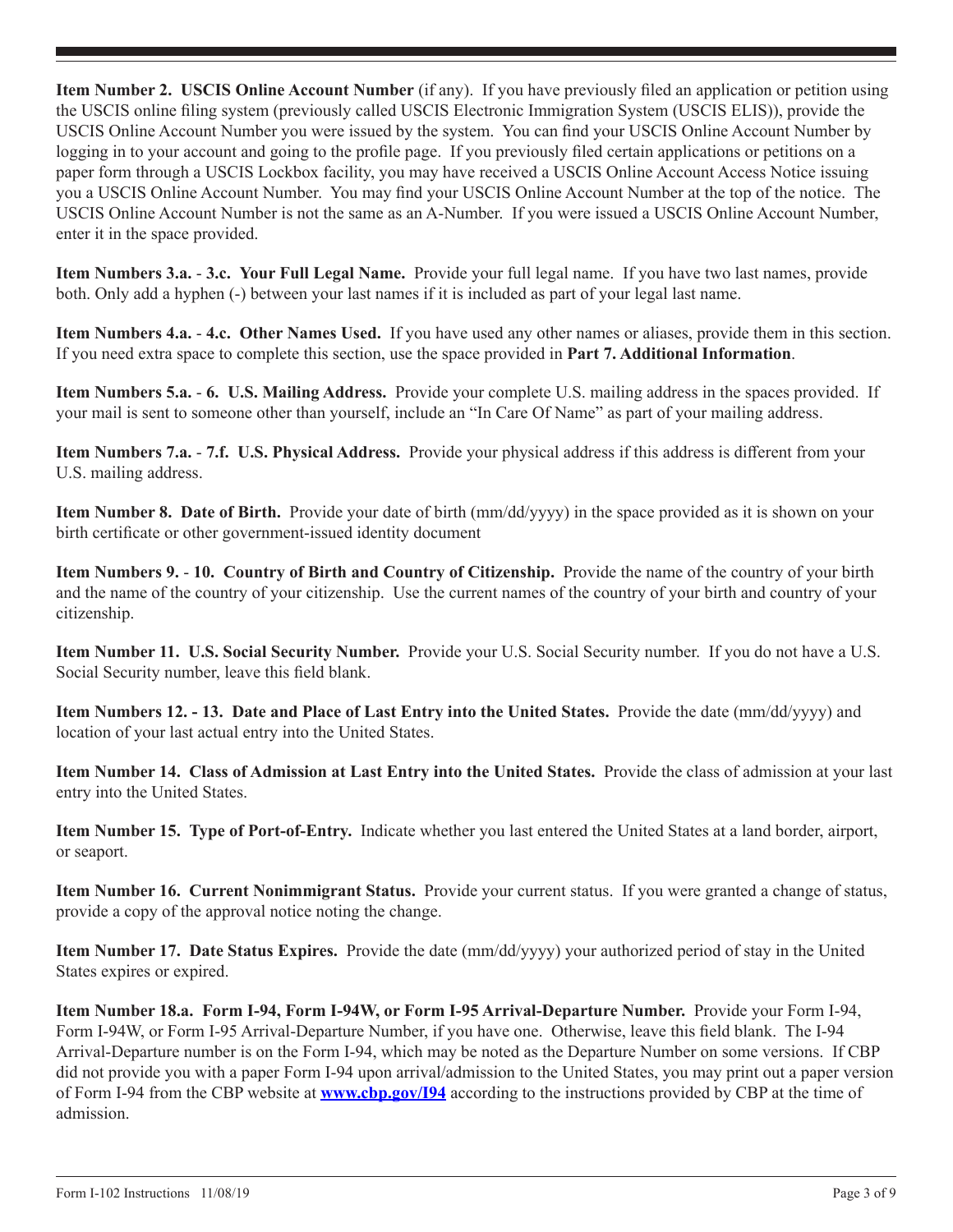**Item Number 2. USCIS Online Account Number** (if any). If you have previously filed an application or petition using the USCIS online filing system (previously called USCIS Electronic Immigration System (USCIS ELIS)), provide the USCIS Online Account Number you were issued by the system. You can find your USCIS Online Account Number by logging in to your account and going to the profile page. If you previously filed certain applications or petitions on a paper form through a USCIS Lockbox facility, you may have received a USCIS Online Account Access Notice issuing you a USCIS Online Account Number. You may find your USCIS Online Account Number at the top of the notice. The USCIS Online Account Number is not the same as an A-Number. If you were issued a USCIS Online Account Number, enter it in the space provided.

**Item Numbers 3.a. - 3.c. Your Full Legal Name.** Provide your full legal name. If you have two last names, provide both. Only add a hyphen (-) between your last names if it is included as part of your legal last name.

**Item Numbers 4.a. - 4.c. Other Names Used.** If you have used any other names or aliases, provide them in this section. If you need extra space to complete this section, use the space provided in **Part 7. Additional Information**.

**Item Numbers 5.a. - 6. U.S. Mailing Address.** Provide your complete U.S. mailing address in the spaces provided. If your mail is sent to someone other than yourself, include an "In Care Of Name" as part of your mailing address.

**Item Numbers 7.a. - 7.f. U.S. Physical Address.** Provide your physical address if this address is different from your U.S. mailing address.

**Item Number 8. Date of Birth.** Provide your date of birth (mm/dd/yyyy) in the space provided as it is shown on your birth certificate or other government-issued identity document

**Item Numbers 9. - 10. Country of Birth and Country of Citizenship.** Provide the name of the country of your birth and the name of the country of your citizenship. Use the current names of the country of your birth and country of your citizenship.

**Item Number 11. U.S. Social Security Number.** Provide your U.S. Social Security number. If you do not have a U.S. Social Security number, leave this field blank.

**Item Numbers 12. - 13. Date and Place of Last Entry into the United States.** Provide the date (mm/dd/yyyy) and location of your last actual entry into the United States.

**Item Number 14. Class of Admission at Last Entry into the United States.** Provide the class of admission at your last entry into the United States.

**Item Number 15. Type of Port-of-Entry.** Indicate whether you last entered the United States at a land border, airport, or seaport.

**Item Number 16. Current Nonimmigrant Status.** Provide your current status. If you were granted a change of status, provide a copy of the approval notice noting the change.

**Item Number 17. Date Status Expires.** Provide the date (mm/dd/yyyy) your authorized period of stay in the United States expires or expired.

**Item Number 18.a. Form I-94, Form I-94W, or Form I-95 Arrival-Departure Number.** Provide your Form I-94, Form I-94W, or Form I-95 Arrival-Departure Number, if you have one. Otherwise, leave this field blank. The I-94 Arrival-Departure number is on the Form I-94, which may be noted as the Departure Number on some versions. If CBP did not provide you with a paper Form I-94 upon arrival/admission to the United States, you may print out a paper version of Form I-94 from the CBP website at **www.cbp.gov/I94** according to the instructions provided by CBP at the time of admission.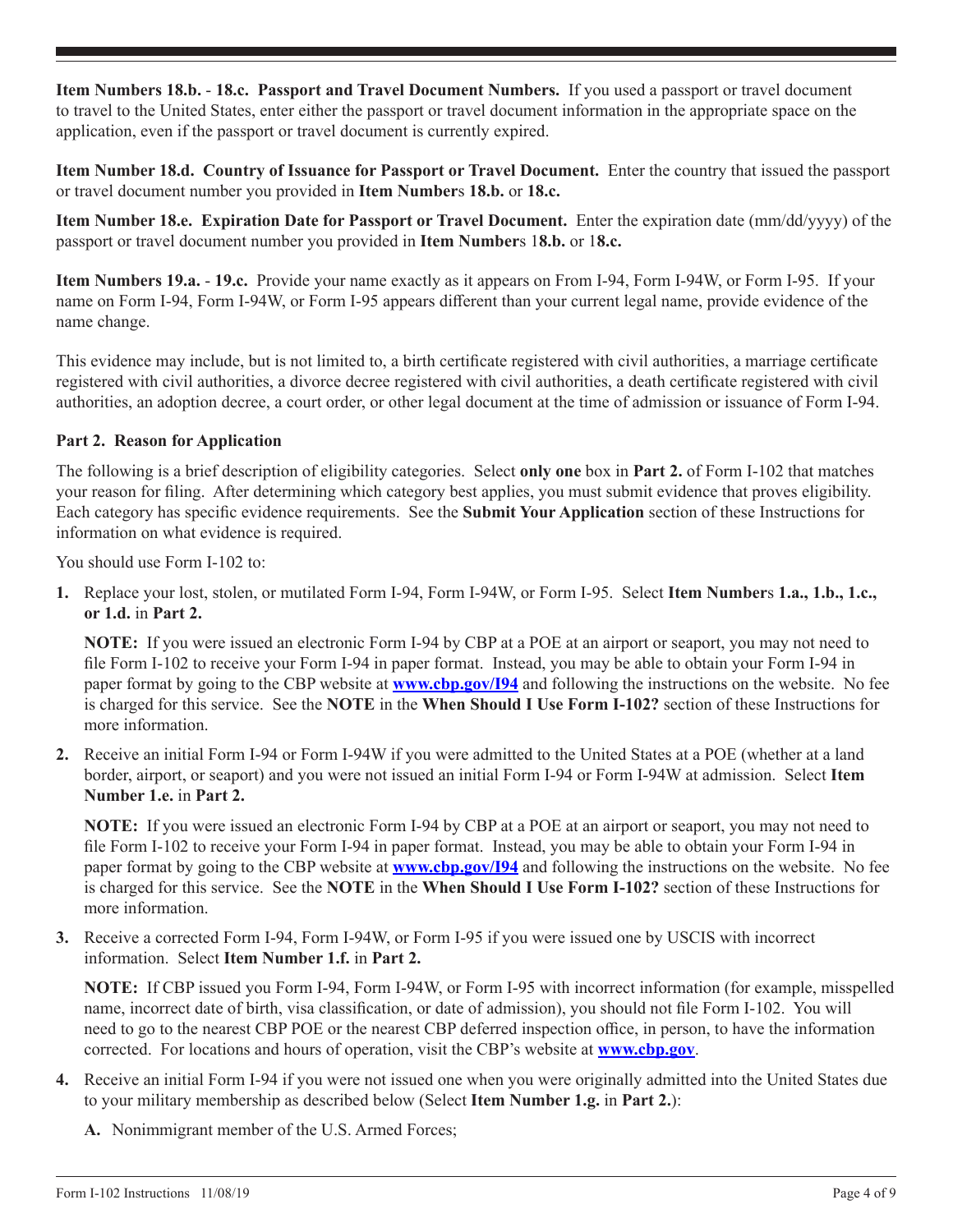**Item Numbers 18.b. - 18.c. Passport and Travel Document Numbers.** If you used a passport or travel document to travel to the United States, enter either the passport or travel document information in the appropriate space on the application, even if the passport or travel document is currently expired.

**Item Number 18.d. Country of Issuance for Passport or Travel Document.** Enter the country that issued the passport or travel document number you provided in **Item Number**s **18.b.** or **18.c.**

**Item Number 18.e. Expiration Date for Passport or Travel Document.** Enter the expiration date (mm/dd/yyyy) of the passport or travel document number you provided in **Item Number**s 1**8.b.** or 1**8.c.**

**Item Numbers 19.a.** - **19.c.** Provide your name exactly as it appears on From I-94, Form I-94W, or Form I-95. If your name on Form I-94, Form I-94W, or Form I-95 appears different than your current legal name, provide evidence of the name change.

This evidence may include, but is not limited to, a birth certificate registered with civil authorities, a marriage certificate registered with civil authorities, a divorce decree registered with civil authorities, a death certificate registered with civil authorities, an adoption decree, a court order, or other legal document at the time of admission or issuance of Form I-94.

**Part 2. Reason for Application**

The following is a brief description of eligibility categories. Select **only one** box in **Part 2.** of Form I-102 that matches your reason for filing. After determining which category best applies, you must submit evidence that proves eligibility. Each category has specific evidence requirements. See the **Submit Your Application** section of these Instructions for information on what evidence is required.

You should use Form I-102 to:

1. Replace your lost, stolen, or mutilated Form I-94, Form I-94W, or Form I-95. Select **Item Number**s **1.a., 1.b., 1.c., or 1.d.** in **Part 2.**

   **NOTE:** If you were issued an electronic Form I-94 by CBP at a POE at an airport or seaport, you may not need to file Form I-102 to receive your Form I-94 in paper format. Instead, you may be able to obtain your Form I-94 in paper format by going to the CBP website at **www.cbp.gov/I94** and following the instructions on the website. No fee is charged for this service. See the **NOTE** in the **When Should I Use Form I-102?** section of these Instructions for more information.

2. Receive an initial Form I-94 or Form I-94W if you were admitted to the United States at a POE (whether at a land border, airport, or seaport) and you were not issued an initial Form I-94 or Form I-94W at admission. Select **Item Number 1.e.** in **Part 2.**

   **NOTE:** If you were issued an electronic Form I-94 by CBP at a POE at an airport or seaport, you may not need to file Form I-102 to receive your Form I-94 in paper format. Instead, you may be able to obtain your Form I-94 in paper format by going to the CBP website at **www.cbp.gov/I94** and following the instructions on the website. No fee is charged for this service. See the **NOTE** in the **When Should I Use Form I-102?** section of these Instructions for more information.

3. Receive a corrected Form I-94, Form I-94W, or Form I-95 if you were issued one by USCIS with incorrect information. Select **Item Number 1.f.** in **Part 2.**

   **NOTE:** If CBP issued you Form I-94, Form I-94W, or Form I-95 with incorrect information (for example, misspelled name, incorrect date of birth, visa classification, or date of admission), you should not file Form I-102. You will need to go to the nearest CBP POE or the nearest CBP deferred inspection office, in person, to have the information corrected. For locations and hours of operation, visit the CBP's website at **www.cbp.gov**.

4. Receive an initial Form I-94 if you were not issued one when you were originally admitted into the United States due to your military membership as described below (Select **Item Number 1.g.** in **Part 2.**):

   **A.** Nonimmigrant member of the U.S. Armed Forces;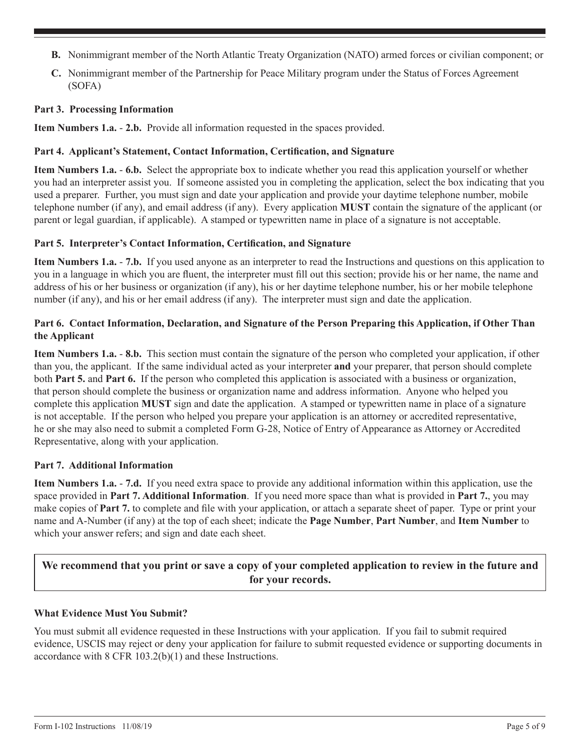**B.** Nonimmigrant member of the North Atlantic Treaty Organization (NATO) armed forces or civilian component; or

**C.** Nonimmigrant member of the Partnership for Peace Military program under the Status of Forces Agreement (SOFA)

**Part 3. Processing Information**

**Item Numbers 1.a.** - **2.b.** Provide all information requested in the spaces provided.

**Part 4. Applicant's Statement, Contact Information, Certification, and Signature**

**Item Numbers 1.a.** - **6.b.** Select the appropriate box to indicate whether you read this application yourself or whether you had an interpreter assist you. If someone assisted you in completing the application, select the box indicating that you used a preparer. Further, you must sign and date your application and provide your daytime telephone number, mobile telephone number (if any), and email address (if any). Every application **MUST** contain the signature of the applicant (or parent or legal guardian, if applicable). A stamped or typewritten name in place of a signature is not acceptable.

**Part 5. Interpreter's Contact Information, Certification, and Signature**

**Item Numbers 1.a.** - **7.b.** If you used anyone as an interpreter to read the Instructions and questions on this application to you in a language in which you are fluent, the interpreter must fill out this section; provide his or her name, the name and address of his or her business or organization (if any), his or her daytime telephone number, his or her mobile telephone number (if any), and his or her email address (if any). The interpreter must sign and date the application.

**Part 6. Contact Information, Declaration, and Signature of the Person Preparing this Application, if Other Than the Applicant**

**Item Numbers 1.a.** - **8.b.** This section must contain the signature of the person who completed your application, if other than you, the applicant. If the same individual acted as your interpreter **and** your preparer, that person should complete both **Part 5.** and **Part 6.** If the person who completed this application is associated with a business or organization, that person should complete the business or organization name and address information. Anyone who helped you complete this application **MUST** sign and date the application. A stamped or typewritten name in place of a signature is not acceptable. If the person who helped you prepare your application is an attorney or accredited representative, he or she may also need to submit a completed Form G-28, Notice of Entry of Appearance as Attorney or Accredited Representative, along with your application.

**Part 7. Additional Information**

**Item Numbers 1.a.** - **7.d.** If you need extra space to provide any additional information within this application, use the space provided in **Part 7. Additional Information**. If you need more space than what is provided in **Part 7.**, you may make copies of **Part 7.** to complete and file with your application, or attach a separate sheet of paper. Type or print your name and A-Number (if any) at the top of each sheet; indicate the **Page Number**, **Part Number**, and **Item Number** to which your answer refers; and sign and date each sheet.

**We recommend that you print or save a copy of your completed application to review in the future and for your records.**

**What Evidence Must You Submit?**

You must submit all evidence requested in these Instructions with your application. If you fail to submit required evidence, USCIS may reject or deny your application for failure to submit requested evidence or supporting documents in accordance with 8 CFR 103.2(b)(1) and these Instructions.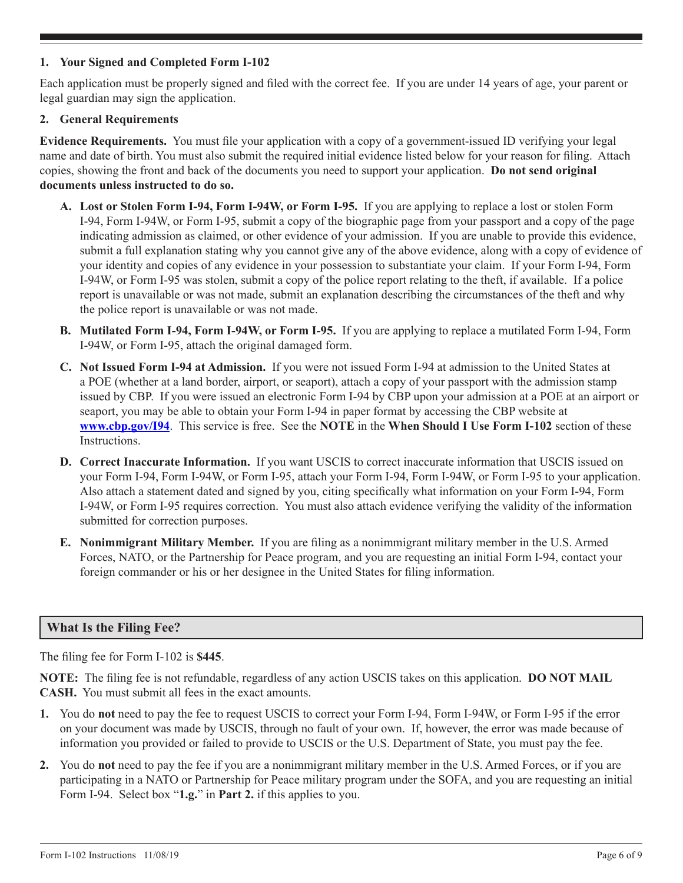**1. Your Signed and Completed Form I-102**

Each application must be properly signed and filed with the correct fee. If you are under 14 years of age, your parent or legal guardian may sign the application.

**2. General Requirements**

**Evidence Requirements.** You must file your application with a copy of a government-issued ID verifying your legal name and date of birth. You must also submit the required initial evidence listed below for your reason for filing. Attach copies, showing the front and back of the documents you need to support your application. **Do not send original documents unless instructed to do so.**

**A. Lost or Stolen Form I-94, Form I-94W, or Form I-95.** If you are applying to replace a lost or stolen Form I-94, Form I-94W, or Form I-95, submit a copy of the biographic page from your passport and a copy of the page indicating admission as claimed, or other evidence of your admission. If you are unable to provide this evidence, submit a full explanation stating why you cannot give any of the above evidence, along with a copy of evidence of your identity and copies of any evidence in your possession to substantiate your claim. If your Form I-94, Form I-94W, or Form I-95 was stolen, submit a copy of the police report relating to the theft, if available. If a police report is unavailable or was not made, submit an explanation describing the circumstances of the theft and why the police report is unavailable or was not made.

**B. Mutilated Form I-94, Form I-94W, or Form I-95.** If you are applying to replace a mutilated Form I-94, Form I-94W, or Form I-95, attach the original damaged form.

**C. Not Issued Form I-94 at Admission.** If you were not issued Form I-94 at admission to the United States at a POE (whether at a land border, airport, or seaport), attach a copy of your passport with the admission stamp issued by CBP. If you were issued an electronic Form I-94 by CBP upon your admission at a POE at an airport or seaport, you may be able to obtain your Form I-94 in paper format by accessing the CBP website at **www.cbp.gov/I94**. This service is free. See the **NOTE** in the **When Should I Use Form I-102** section of these Instructions.

**D. Correct Inaccurate Information.** If you want USCIS to correct inaccurate information that USCIS issued on your Form I-94, Form I-94W, or Form I-95, attach your Form I-94, Form I-94W, or Form I-95 to your application. Also attach a statement dated and signed by you, citing specifically what information on your Form I-94, Form I-94W, or Form I-95 requires correction. You must also attach evidence verifying the validity of the information submitted for correction purposes.

**E. Nonimmigrant Military Member.** If you are filing as a nonimmigrant military member in the U.S. Armed Forces, NATO, or the Partnership for Peace program, and you are requesting an initial Form I-94, contact your foreign commander or his or her designee in the United States for filing information.

## What Is the Filing Fee?

The filing fee for Form I-102 is **$445**.

**NOTE:** The filing fee is not refundable, regardless of any action USCIS takes on this application. **DO NOT MAIL CASH.** You must submit all fees in the exact amounts.

1. You do **not** need to pay the fee to request USCIS to correct your Form I-94, Form I-94W, or Form I-95 if the error on your document was made by USCIS, through no fault of your own. If, however, the error was made because of information you provided or failed to provide to USCIS or the U.S. Department of State, you must pay the fee.
2. You do **not** need to pay the fee if you are a nonimmigrant military member in the U.S. Armed Forces, or if you are participating in a NATO or Partnership for Peace military program under the SOFA, and you are requesting an initial Form I-94. Select box "**1.g.**" in **Part 2.** if this applies to you.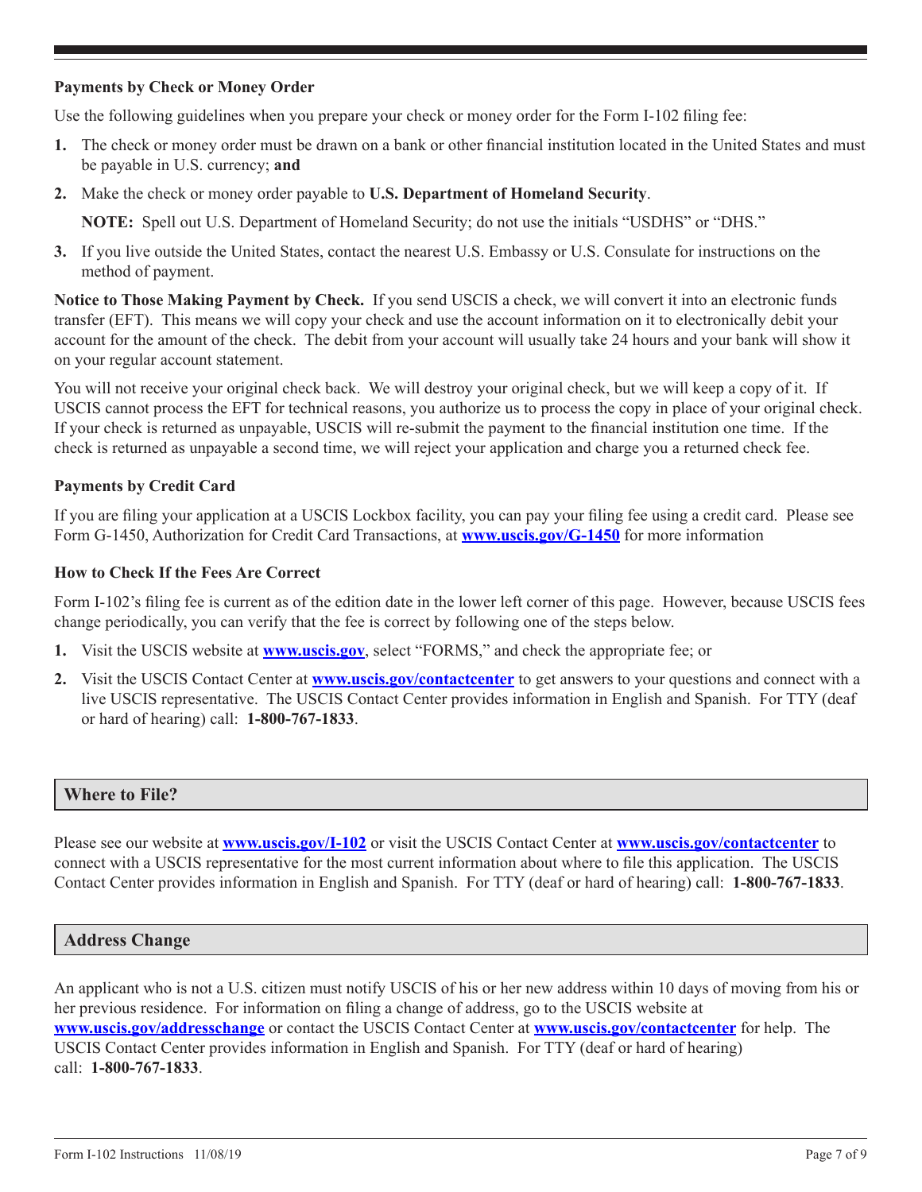### Payments by Check or Money Order

Use the following guidelines when you prepare your check or money order for the Form I-102 filing fee:

1. The check or money order must be drawn on a bank or other financial institution located in the United States and must be payable in U.S. currency; **and**
2. Make the check or money order payable to **U.S. Department of Homeland Security**.

   **NOTE:** Spell out U.S. Department of Homeland Security; do not use the initials "USDHS" or "DHS."
3. If you live outside the United States, contact the nearest U.S. Embassy or U.S. Consulate for instructions on the method of payment.

**Notice to Those Making Payment by Check.** If you send USCIS a check, we will convert it into an electronic funds transfer (EFT). This means we will copy your check and use the account information on it to electronically debit your account for the amount of the check. The debit from your account will usually take 24 hours and your bank will show it on your regular account statement.

You will not receive your original check back. We will destroy your original check, but we will keep a copy of it. If USCIS cannot process the EFT for technical reasons, you authorize us to process the copy in place of your original check. If your check is returned as unpayable, USCIS will re-submit the payment to the financial institution one time. If the check is returned as unpayable a second time, we will reject your application and charge you a returned check fee.

### Payments by Credit Card

If you are filing your application at a USCIS Lockbox facility, you can pay your filing fee using a credit card. Please see Form G-1450, Authorization for Credit Card Transactions, at **www.uscis.gov/G-1450** for more information

### How to Check If the Fees Are Correct

Form I-102's filing fee is current as of the edition date in the lower left corner of this page. However, because USCIS fees change periodically, you can verify that the fee is correct by following one of the steps below.

1. Visit the USCIS website at **www.uscis.gov**, select "FORMS," and check the appropriate fee; or
2. Visit the USCIS Contact Center at **www.uscis.gov/contactcenter** to get answers to your questions and connect with a live USCIS representative. The USCIS Contact Center provides information in English and Spanish. For TTY (deaf or hard of hearing) call: **1-800-767-1833**.

## Where to File?

Please see our website at **www.uscis.gov/I-102** or visit the USCIS Contact Center at **www.uscis.gov/contactcenter** to connect with a USCIS representative for the most current information about where to file this application. The USCIS Contact Center provides information in English and Spanish. For TTY (deaf or hard of hearing) call: **1-800-767-1833**.

## Address Change

An applicant who is not a U.S. citizen must notify USCIS of his or her new address within 10 days of moving from his or her previous residence. For information on filing a change of address, go to the USCIS website at **www.uscis.gov/addresschange** or contact the USCIS Contact Center at **www.uscis.gov/contactcenter** for help. The USCIS Contact Center provides information in English and Spanish. For TTY (deaf or hard of hearing) call: **1-800-767-1833**.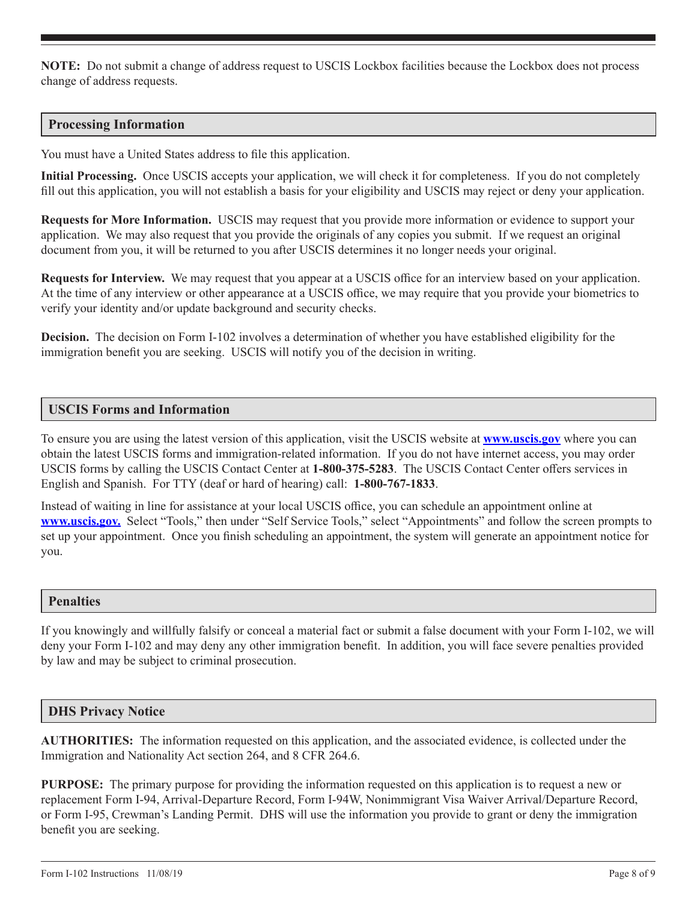**NOTE:** Do not submit a change of address request to USCIS Lockbox facilities because the Lockbox does not process change of address requests.

## Processing Information

You must have a United States address to file this application.

**Initial Processing.** Once USCIS accepts your application, we will check it for completeness. If you do not completely fill out this application, you will not establish a basis for your eligibility and USCIS may reject or deny your application.

**Requests for More Information.** USCIS may request that you provide more information or evidence to support your application. We may also request that you provide the originals of any copies you submit. If we request an original document from you, it will be returned to you after USCIS determines it no longer needs your original.

**Requests for Interview.** We may request that you appear at a USCIS office for an interview based on your application. At the time of any interview or other appearance at a USCIS office, we may require that you provide your biometrics to verify your identity and/or update background and security checks.

**Decision.** The decision on Form I-102 involves a determination of whether you have established eligibility for the immigration benefit you are seeking. USCIS will notify you of the decision in writing.

## USCIS Forms and Information

To ensure you are using the latest version of this application, visit the USCIS website at **www.uscis.gov** where you can obtain the latest USCIS forms and immigration-related information. If you do not have internet access, you may order USCIS forms by calling the USCIS Contact Center at **1-800-375-5283**. The USCIS Contact Center offers services in English and Spanish. For TTY (deaf or hard of hearing) call: **1-800-767-1833**.

Instead of waiting in line for assistance at your local USCIS office, you can schedule an appointment online at **www.uscis.gov.** Select "Tools," then under "Self Service Tools," select "Appointments" and follow the screen prompts to set up your appointment. Once you finish scheduling an appointment, the system will generate an appointment notice for you.

## Penalties

If you knowingly and willfully falsify or conceal a material fact or submit a false document with your Form I-102, we will deny your Form I-102 and may deny any other immigration benefit. In addition, you will face severe penalties provided by law and may be subject to criminal prosecution.

## DHS Privacy Notice

**AUTHORITIES:** The information requested on this application, and the associated evidence, is collected under the Immigration and Nationality Act section 264, and 8 CFR 264.6.

**PURPOSE:** The primary purpose for providing the information requested on this application is to request a new or replacement Form I-94, Arrival-Departure Record, Form I-94W, Nonimmigrant Visa Waiver Arrival/Departure Record, or Form I-95, Crewman's Landing Permit. DHS will use the information you provide to grant or deny the immigration benefit you are seeking.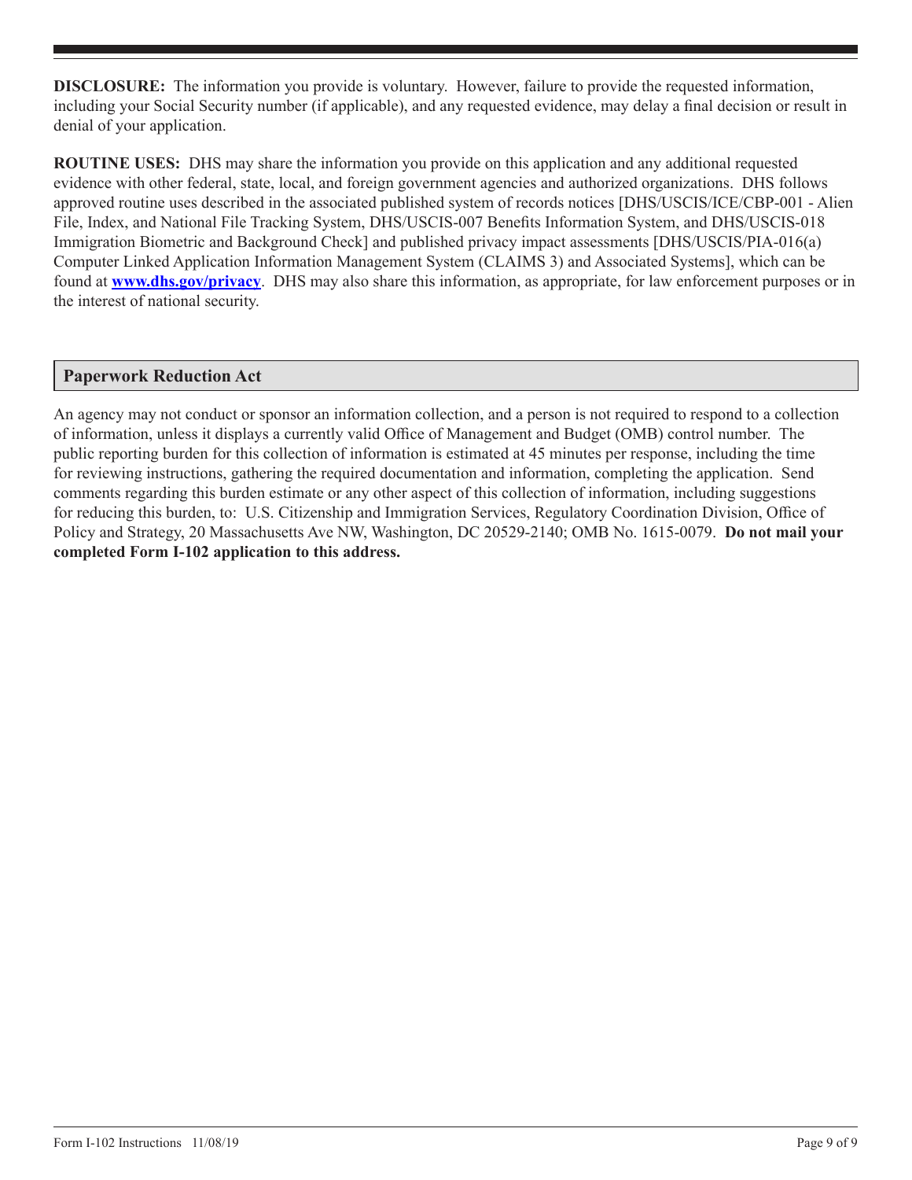**DISCLOSURE:** The information you provide is voluntary. However, failure to provide the requested information, including your Social Security number (if applicable), and any requested evidence, may delay a final decision or result in denial of your application.

**ROUTINE USES:** DHS may share the information you provide on this application and any additional requested evidence with other federal, state, local, and foreign government agencies and authorized organizations. DHS follows approved routine uses described in the associated published system of records notices [DHS/USCIS/ICE/CBP-001 - Alien File, Index, and National File Tracking System, DHS/USCIS-007 Benefits Information System, and DHS/USCIS-018 Immigration Biometric and Background Check] and published privacy impact assessments [DHS/USCIS/PIA-016(a) Computer Linked Application Information Management System (CLAIMS 3) and Associated Systems], which can be found at **www.dhs.gov/privacy**. DHS may also share this information, as appropriate, for law enforcement purposes or in the interest of national security.

## Paperwork Reduction Act

An agency may not conduct or sponsor an information collection, and a person is not required to respond to a collection of information, unless it displays a currently valid Office of Management and Budget (OMB) control number. The public reporting burden for this collection of information is estimated at 45 minutes per response, including the time for reviewing instructions, gathering the required documentation and information, completing the application. Send comments regarding this burden estimate or any other aspect of this collection of information, including suggestions for reducing this burden, to: U.S. Citizenship and Immigration Services, Regulatory Coordination Division, Office of Policy and Strategy, 20 Massachusetts Ave NW, Washington, DC 20529-2140; OMB No. 1615-0079. **Do not mail your completed Form I-102 application to this address.**